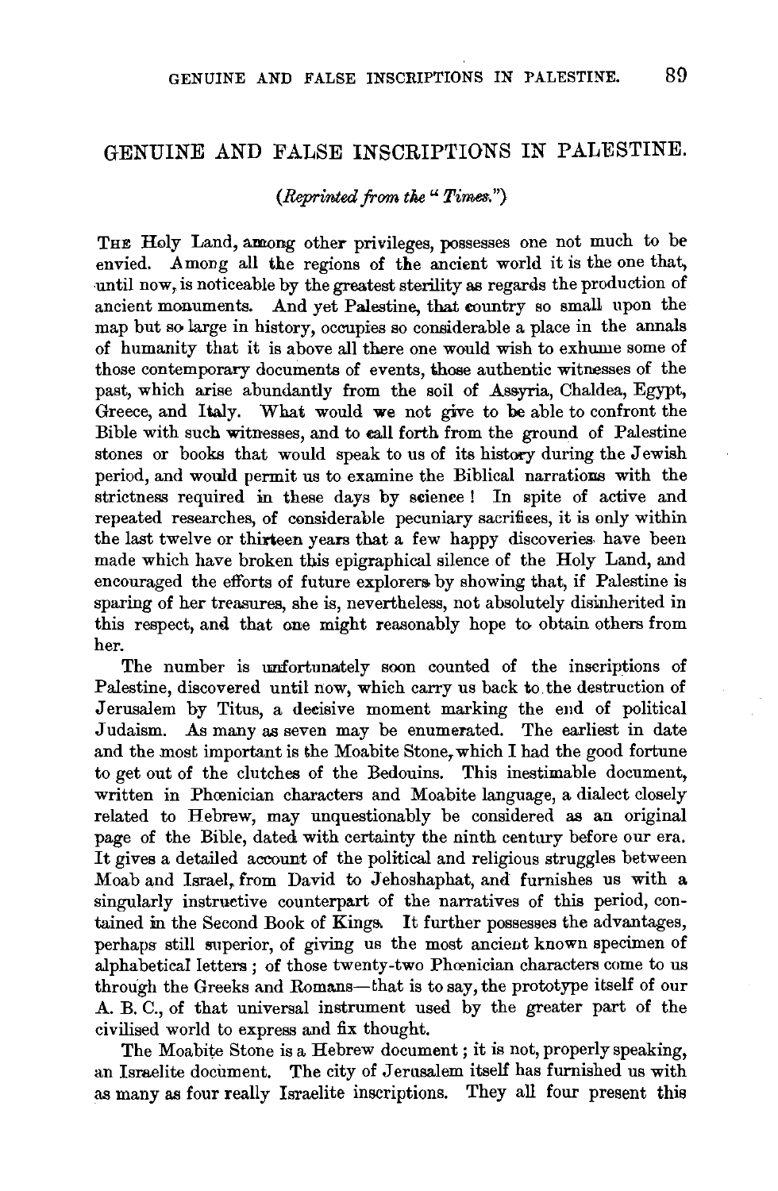# GENUINE AND FALSE INSCRIPTIONS IN PALESTINE.

*(Reprinted from the " Times.")*

THE Holy Land, among other privileges, possesses one not much to be envied. Among all the regions of the ancient world it is the one that, until now, is noticeable by the greatest sterility as regards the production of ancient monuments. And yet Palestine, that country so small upon the map but so large in history, occupies so considerable a place in the annals of humanity that it is above all there one would wish to exhume some of those contemporary documents of events, those authentic witnesses of the past, which arise abundantly from the soil of Assyria, Chaldea, Egypt, Greece, and Italy. What would we not give to be able to confront the Bible with such witnesses, and to call forth from the ground of Palestine stones or books that would speak to us of its history during the Jewish period, and would permit us to examine the Biblical narrations with the strictness required in these days by science! In spite of active and repeated researches, of considerable pecuniary sacrifices, it is only within the last twelve or thirteen years that a few happy discoveries have been made which have broken this epigraphical silence of the Holy Land, and encouraged the efforts of future explorers by showing that, if Palestine is sparing of her treasures, she is, nevertheless, not absolutely disinherited in this respect, and that one might reasonably hope to obtain others from her.

The number is unfortunately soon counted of the inscriptions of Palestine, discovered until now, which carry us back to the destruction of Jerusalem by Titus, a decisive moment marking the end of political Judaism. As many as seven may be enumerated. The earliest in date and the most important is the Moabite Stone, which I had the good fortune to get out of the clutches of the Bedouins. This inestimable document, written in Phœnician characters and Moabite language, a dialect closely related to Hebrew, may unquestionably be considered as an original page of the Bible, dated with certainty the ninth century before our era. It gives a detailed account of the political and religious struggles between Moab and Israel, from David to Jehoshaphat, and furnishes us with a singularly instructive counterpart of the narratives of this period, contained in the Second Book of Kings. It further possesses the advantages, perhaps still superior, of giving us the most ancient known specimen of alphabetical letters; of those twenty-two Phœnician characters come to us through the Greeks and Romans—that is to say, the prototype itself of our A. B. C., of that universal instrument used by the greater part of the civilised world to express and fix thought.

The Moabite Stone is a Hebrew document; it is not, properly speaking, an Israelite document. The city of Jerusalem itself has furnished us with as many as four really Israelite inscriptions. They all four present this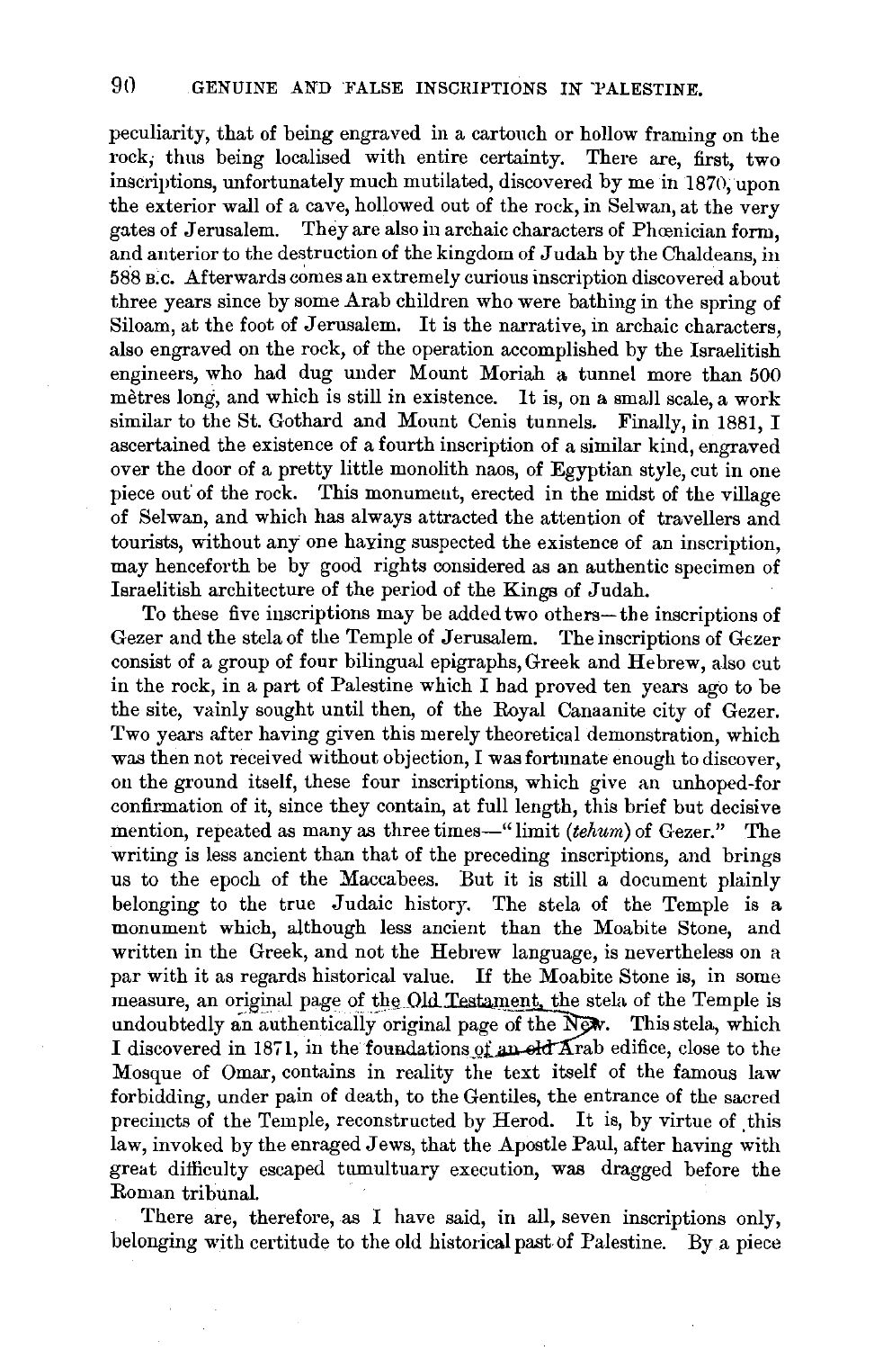peculiarity, that of being engraved in a cartouch or hollow framing on the rock; thus being localised with entire certainty. There are, first, two inscriptions, unfortunately much mutilated, discovered by me in 1870, upon the exterior wall of a cave, hollowed out of the rock, in Selwan, at the very gates of Jerusalem. They are also in archaic characters of Phœnician form, and anterior to the destruction of the kingdom of Judah by the Chaldeans, in 588 B.C. Afterwards comes an extremely curious inscription discovered about three years since by some Arab children who were bathing in the spring of Siloam, at the foot of Jerusalem. It is the narrative, in archaic characters, also engraved on the rock, of the operation accomplished by the Israelitish engineers, who had dug under Mount Moriah a tunnel more than 500 mètres long, and which is still in existence. It is, on a small scale, a work similar to the St. Gothard and Mount Cenis tunnels. Finally, in 1881, I ascertained the existence of a fourth inscription of a similar kind, engraved over the door of a pretty little monolith naos, of Egyptian style, cut in one piece out of the rock. This monument, erected in the midst of the village of Selwan, and which has always attracted the attention of travellers and tourists, without any one having suspected the existence of an inscription, may henceforth be by good rights considered as an authentic specimen of Israelitish architecture of the period of the Kings of Judah.

To these five inscriptions may be added two others—the inscriptions of Gezer and the stela of the Temple of Jerusalem. The inscriptions of Gezer consist of a group of four bilingual epigraphs, Greek and Hebrew, also cut in the rock, in a part of Palestine which I had proved ten years ago to be the site, vainly sought until then, of the Royal Canaanite city of Gezer. Two years after having given this merely theoretical demonstration, which was then not received without objection, I was fortunate enough to discover, on the ground itself, these four inscriptions, which give an unhoped-for confirmation of it, since they contain, at full length, this brief but decisive mention, repeated as many as three times—"limit (*tehum*) of Gezer." The writing is less ancient than that of the preceding inscriptions, and brings us to the epoch of the Maccabees. But it is still a document plainly belonging to the true Judaic history. The stela of the Temple is a monument which, although less ancient than the Moabite Stone, and written in the Greek, and not the Hebrew language, is nevertheless on a par with it as regards historical value. If the Moabite Stone is, in some measure, an original page of the Old Testament, the stela of the Temple is undoubtedly an authentically original page of the New. This stela, which I discovered in 1871, in the foundations of an old Arab edifice, close to the Mosque of Omar, contains in reality the text itself of the famous law forbidding, under pain of death, to the Gentiles, the entrance of the sacred precincts of the Temple, reconstructed by Herod. It is, by virtue of this law, invoked by the enraged Jews, that the Apostle Paul, after having with great difficulty escaped tumultuary execution, was dragged before the Roman tribunal.

There are, therefore, as I have said, in all, seven inscriptions only, belonging with certitude to the old historical past of Palestine. By a piece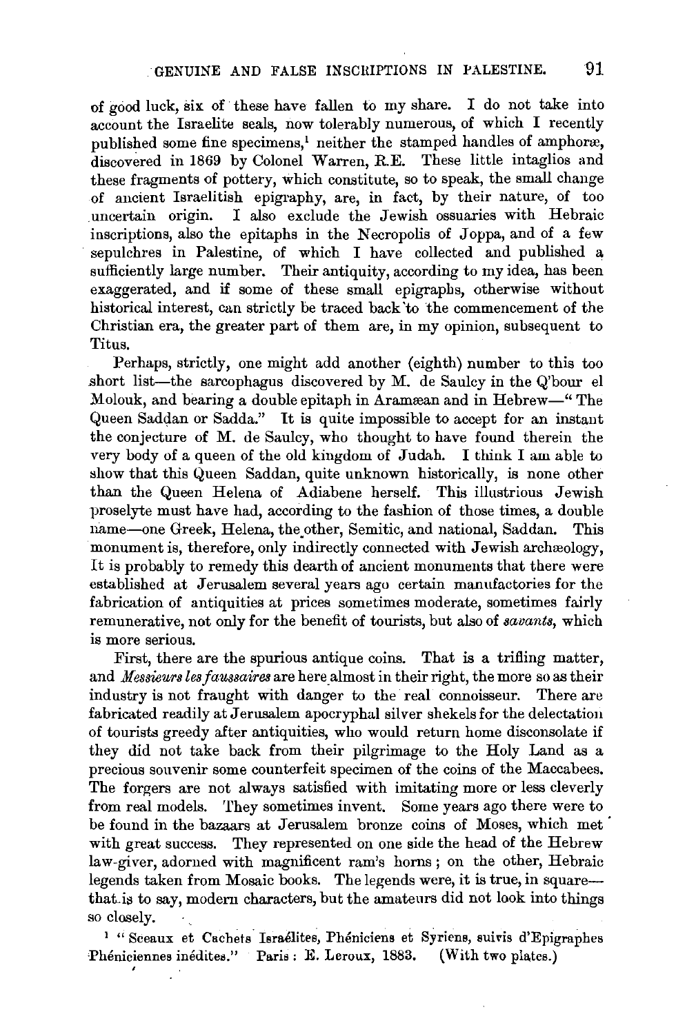of good luck, six of these have fallen to my share. I do not take into account the Israelite seals, now tolerably numerous, of which I recently published some fine specimens,[1] neither the stamped handles of amphoræ, discovered in 1869 by Colonel Warren, R.E. These little intaglios and these fragments of pottery, which constitute, so to speak, the small change of ancient Israelitish epigraphy, are, in fact, by their nature, of too uncertain origin. I also exclude the Jewish ossuaries with Hebraic inscriptions, also the epitaphs in the Necropolis of Joppa, and of a few sepulchres in Palestine, of which I have collected and published a sufficiently large number. Their antiquity, according to my idea, has been exaggerated, and if some of these small epigraphs, otherwise without historical interest, can strictly be traced back to the commencement of the Christian era, the greater part of them are, in my opinion, subsequent to Titus.

Perhaps, strictly, one might add another (eighth) number to this too short list—the sarcophagus discovered by M. de Saulcy in the Q'bour el Molouk, and bearing a double epitaph in Aramæan and in Hebrew—"The Queen Saddan or Sadda." It is quite impossible to accept for an instant the conjecture of M. de Saulcy, who thought to have found therein the very body of a queen of the old kingdom of Judah. I think I am able to show that this Queen Saddan, quite unknown historically, is none other than the Queen Helena of Adiabene herself. This illustrious Jewish proselyte must have had, according to the fashion of those times, a double name—one Greek, Helena, the other, Semitic, and national, Saddan. This monument is, therefore, only indirectly connected with Jewish archæology, It is probably to remedy this dearth of ancient monuments that there were established at Jerusalem several years ago certain manufactories for the fabrication of antiquities at prices sometimes moderate, sometimes fairly remunerative, not only for the benefit of tourists, but also of *savants*, which is more serious.

First, there are the spurious antique coins. That is a trifling matter, and *Messieurs les faussaires* are here almost in their right, the more so as their industry is not fraught with danger to the real connoisseur. There are fabricated readily at Jerusalem apocryphal silver shekels for the delectation of tourists greedy after antiquities, who would return home disconsolate if they did not take back from their pilgrimage to the Holy Land as a precious souvenir some counterfeit specimen of the coins of the Maccabees. The forgers are not always satisfied with imitating more or less cleverly from real models. They sometimes invent. Some years ago there were to be found in the bazaars at Jerusalem bronze coins of Moses, which met with great success. They represented on one side the head of the Hebrew law-giver, adorned with magnificent ram's horns; on the other, Hebraic legends taken from Mosaic books. The legends were, it is true, in square—that is to say, modern characters, but the amateurs did not look into things so closely.

[1] "Sceaux et Cachets Israélites, Phéniciens et Syriens, suivis d'Epigraphes Phéniciennes inédites." Paris: E. Leroux, 1883. (With two plates.)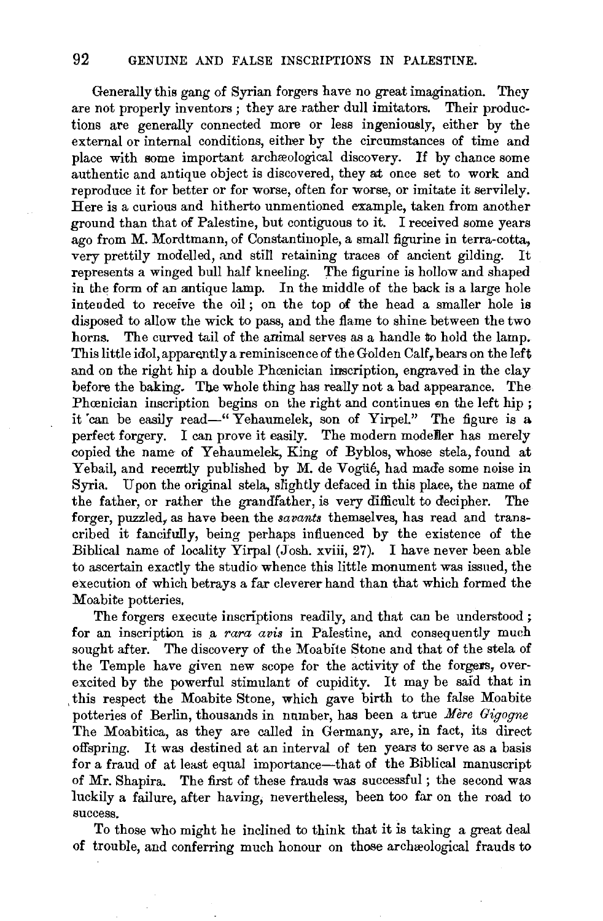Generally this gang of Syrian forgers have no great imagination. They are not properly inventors; they are rather dull imitators. Their productions are generally connected more or less ingeniously, either by the external or internal conditions, either by the circumstances of time and place with some important archæological discovery. If by chance some authentic and antique object is discovered, they at once set to work and reproduce it for better or for worse, often for worse, or imitate it servilely. Here is a curious and hitherto unmentioned example, taken from another ground than that of Palestine, but contiguous to it. I received some years ago from M. Mordtmann, of Constantinople, a small figurine in terra-cotta, very prettily modelled, and still retaining traces of ancient gilding. It represents a winged bull half kneeling. The figurine is hollow and shaped in the form of an antique lamp. In the middle of the back is a large hole intended to receive the oil; on the top of the head a smaller hole is disposed to allow the wick to pass, and the flame to shine between the two horns. The curved tail of the animal serves as a handle to hold the lamp. This little idol, apparently a reminiscence of the Golden Calf, bears on the left and on the right hip a double Phœnician inscription, engraved in the clay before the baking. The whole thing has really not a bad appearance. The Phœnician inscription begins on the right and continues on the left hip; it can be easily read—"Yehaumelek, son of Yirpel." The figure is a perfect forgery. I can prove it easily. The modern modeller has merely copied the name of Yehaumelek, King of Byblos, whose stela, found at Yebail, and recently published by M. de Vogüé, had made some noise in Syria. Upon the original stela, slightly defaced in this place, the name of the father, or rather the grandfather, is very difficult to decipher. The forger, puzzled, as have been the *savants* themselves, has read and transcribed it fancifully, being perhaps influenced by the existence of the Biblical name of locality Yirpal (Josh. xviii, 27). I have never been able to ascertain exactly the studio whence this little monument was issued, the execution of which betrays a far cleverer hand than that which formed the Moabite potteries.

The forgers execute inscriptions readily, and that can be understood; for an inscription is a *rara avis* in Palestine, and consequently much sought after. The discovery of the Moabite Stone and that of the stela of the Temple have given new scope for the activity of the forgers, over-excited by the powerful stimulant of cupidity. It may be said that in this respect the Moabite Stone, which gave birth to the false Moabite potteries of Berlin, thousands in number, has been a true *Mère Gigogne* The Moabitica, as they are called in Germany, are, in fact, its direct offspring. It was destined at an interval of ten years to serve as a basis for a fraud of at least equal importance—that of the Biblical manuscript of Mr. Shapira. The first of these frauds was successful; the second was luckily a failure, after having, nevertheless, been too far on the road to success.

To those who might he inclined to think that it is taking a great deal of trouble, and conferring much honour on those archæological frauds to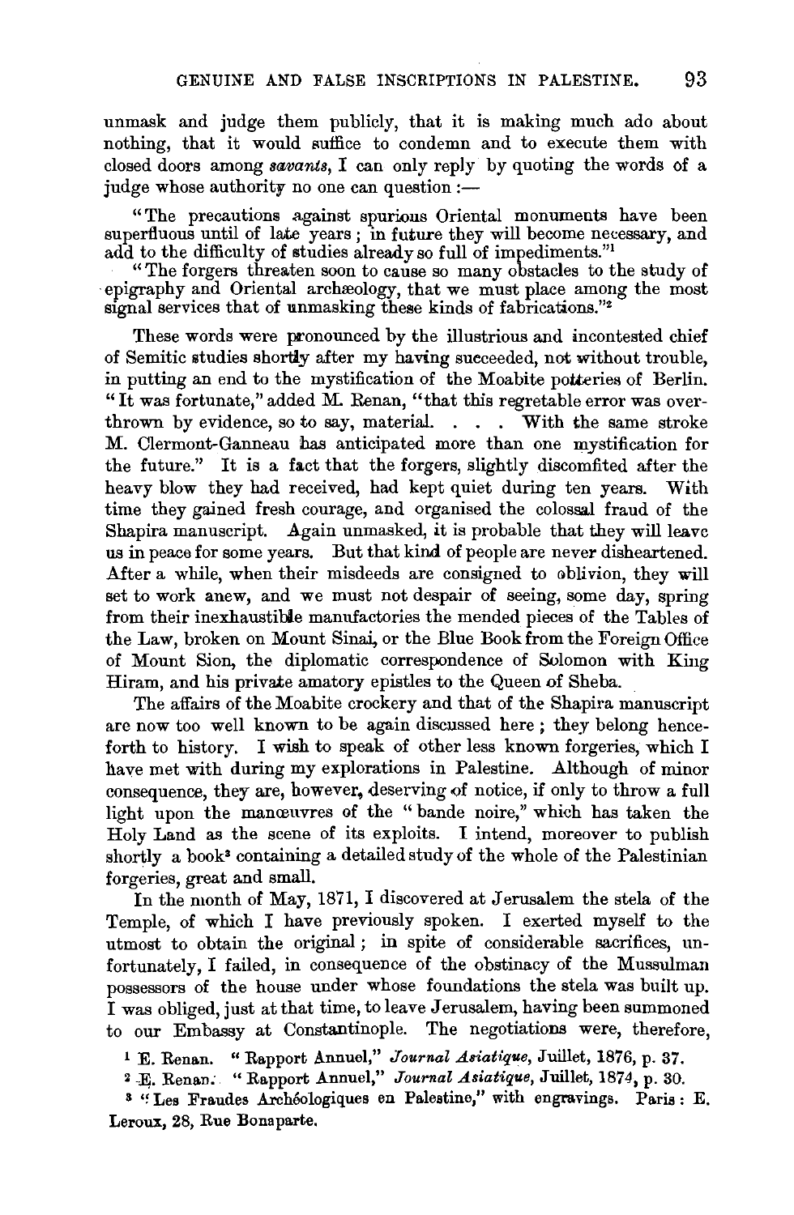unmask and judge them publicly, that it is making much ado about nothing, that it would suffice to condemn and to execute them with closed doors among *savants*, I can only reply by quoting the words of a judge whose authority no one can question :—

> "The precautions against spurious Oriental monuments have been superfluous until of late years ; in future they will become necessary, and add to the difficulty of studies already so full of impediments."[1]
>
> "The forgers threaten soon to cause so many obstacles to the study of epigraphy and Oriental archæology, that we must place among the most signal services that of unmasking these kinds of fabrications."[2]

These words were pronounced by the illustrious and incontested chief of Semitic studies shortly after my having succeeded, not without trouble, in putting an end to the mystification of the Moabite potteries of Berlin. "It was fortunate," added M. Renan, "that this regretable error was overthrown by evidence, so to say, material. . . . With the same stroke M. Clermont-Ganneau has anticipated more than one mystification for the future." It is a fact that the forgers, slightly discomfited after the heavy blow they had received, had kept quiet during ten years. With time they gained fresh courage, and organised the colossal fraud of the Shapira manuscript. Again unmasked, it is probable that they will leave us in peace for some years. But that kind of people are never disheartened. After a while, when their misdeeds are consigned to oblivion, they will set to work anew, and we must not despair of seeing, some day, spring from their inexhaustible manufactories the mended pieces of the Tables of the Law, broken on Mount Sinai, or the Blue Book from the Foreign Office of Mount Sion, the diplomatic correspondence of Solomon with King Hiram, and his private amatory epistles to the Queen of Sheba.

The affairs of the Moabite crockery and that of the Shapira manuscript are now too well known to be again discussed here ; they belong henceforth to history. I wish to speak of other less known forgeries, which I have met with during my explorations in Palestine. Although of minor consequence, they are, however, deserving of notice, if only to throw a full light upon the manœuvres of the "bande noire," which has taken the Holy Land as the scene of its exploits. I intend, moreover to publish shortly a book[3] containing a detailed study of the whole of the Palestinian forgeries, great and small.

In the month of May, 1871, I discovered at Jerusalem the stela of the Temple, of which I have previously spoken. I exerted myself to the utmost to obtain the original ; in spite of considerable sacrifices, unfortunately, I failed, in consequence of the obstinacy of the Mussulman possessors of the house under whose foundations the stela was built up. I was obliged, just at that time, to leave Jerusalem, having been summoned to our Embassy at Constantinople. The negotiations were, therefore,

[1] E. Renan. "Rapport Annuel," *Journal Asiatique*, Juillet, 1876, p. 37.

[2] E. Renan. "Rapport Annuel," *Journal Asiatique*, Juillet, 1874, p. 30.

[3] "Les Fraudes Archéologiques en Palestine," with engravings. Paris : E. Leroux, 28, Rue Bonaparte.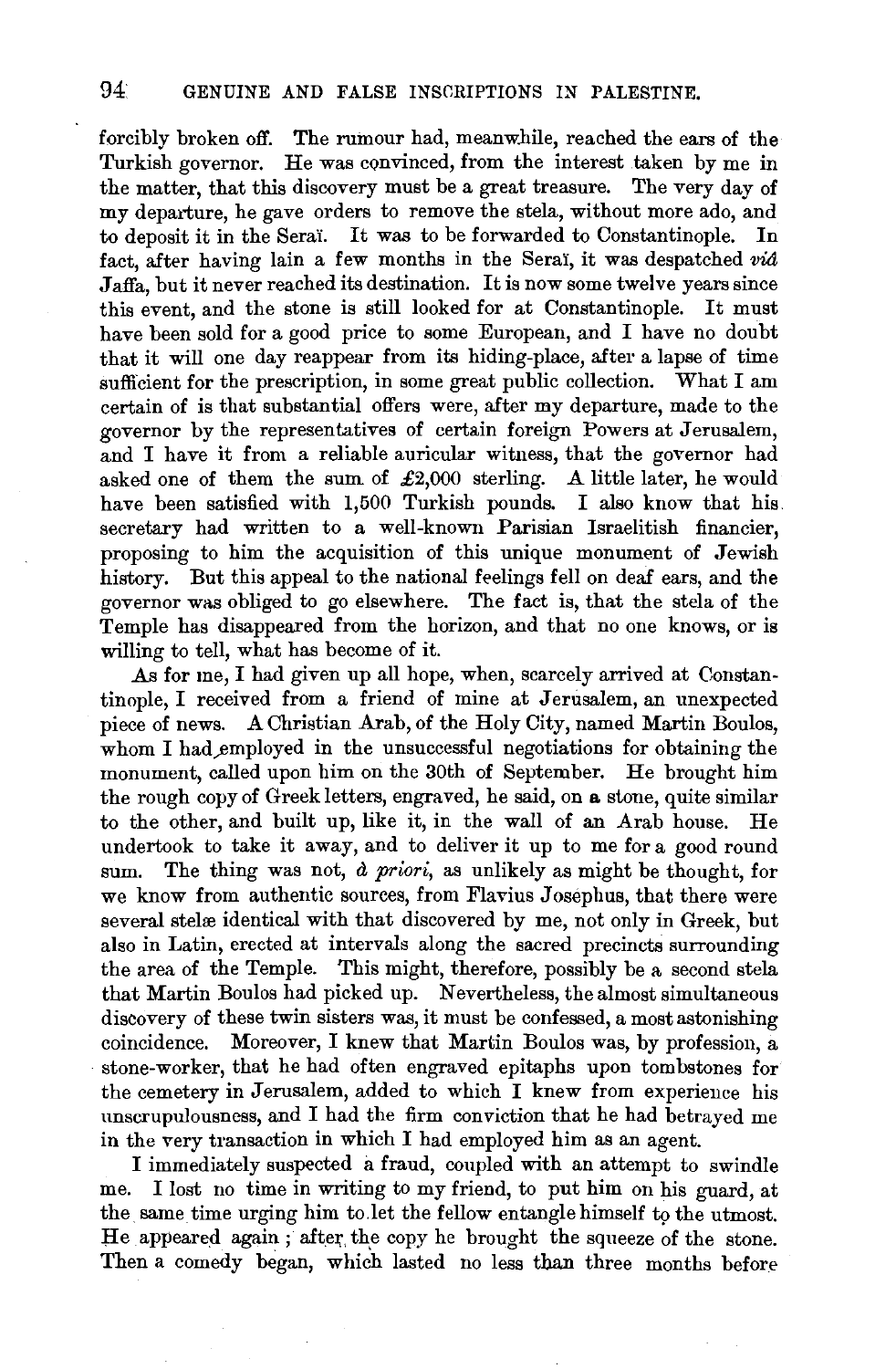forcibly broken off. The rumour had, meanwhile, reached the ears of the Turkish governor. He was convinced, from the interest taken by me in the matter, that this discovery must be a great treasure. The very day of my departure, he gave orders to remove the stela, without more ado, and to deposit it in the Seraï. It was to be forwarded to Constantinople. In fact, after having lain a few months in the Seraï, it was despatched *viâ* Jaffa, but it never reached its destination. It is now some twelve years since this event, and the stone is still looked for at Constantinople. It must have been sold for a good price to some European, and I have no doubt that it will one day reappear from its hiding-place, after a lapse of time sufficient for the prescription, in some great public collection. What I am certain of is that substantial offers were, after my departure, made to the governor by the representatives of certain foreign Powers at Jerusalem, and I have it from a reliable auricular witness, that the governor had asked one of them the sum of £2,000 sterling. A little later, he would have been satisfied with 1,500 Turkish pounds. I also know that his secretary had written to a well-known Parisian Israelitish financier, proposing to him the acquisition of this unique monument of Jewish history. But this appeal to the national feelings fell on deaf ears, and the governor was obliged to go elsewhere. The fact is, that the stela of the Temple has disappeared from the horizon, and that no one knows, or is willing to tell, what has become of it.

As for me, I had given up all hope, when, scarcely arrived at Constantinople, I received from a friend of mine at Jerusalem, an unexpected piece of news. A Christian Arab, of the Holy City, named Martin Boulos, whom I had employed in the unsuccessful negotiations for obtaining the monument, called upon him on the 30th of September. He brought him the rough copy of Greek letters, engraved, he said, on a stone, quite similar to the other, and built up, like it, in the wall of an Arab house. He undertook to take it away, and to deliver it up to me for a good round sum. The thing was not, *à priori*, as unlikely as might be thought, for we know from authentic sources, from Flavius Josephus, that there were several stelæ identical with that discovered by me, not only in Greek, but also in Latin, erected at intervals along the sacred precincts surrounding the area of the Temple. This might, therefore, possibly be a second stela that Martin Boulos had picked up. Nevertheless, the almost simultaneous discovery of these twin sisters was, it must be confessed, a most astonishing coincidence. Moreover, I knew that Martin Boulos was, by profession, a stone-worker, that he had often engraved epitaphs upon tombstones for the cemetery in Jerusalem, added to which I knew from experience his unscrupulousness, and I had the firm conviction that he had betrayed me in the very transaction in which I had employed him as an agent.

I immediately suspected a fraud, coupled with an attempt to swindle me. I lost no time in writing to my friend, to put him on his guard, at the same time urging him to let the fellow entangle himself to the utmost. He appeared again; after the copy he brought the squeeze of the stone. Then a comedy began, which lasted no less than three months before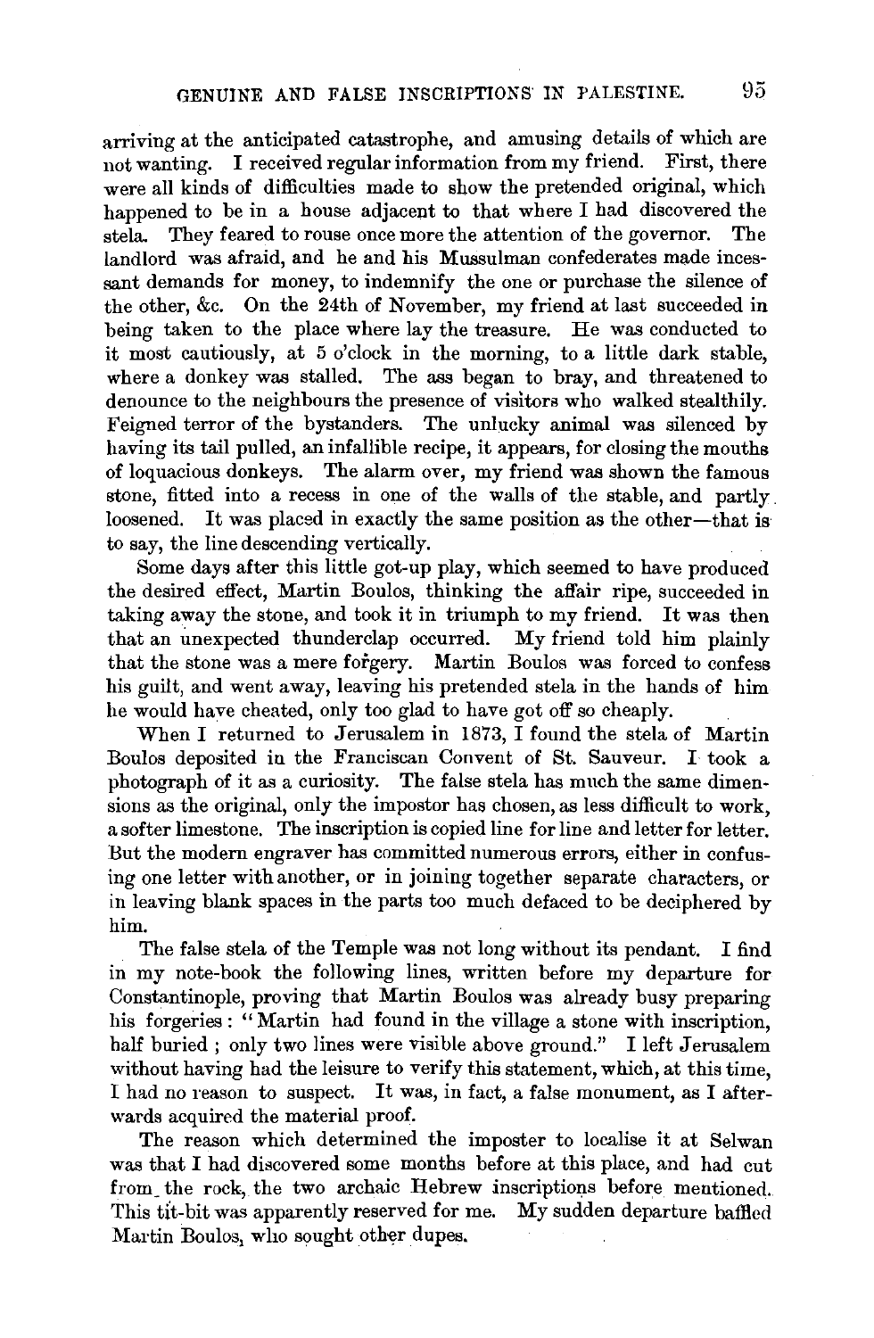arriving at the anticipated catastrophe, and amusing details of which are not wanting. I received regular information from my friend. First, there were all kinds of difficulties made to show the pretended original, which happened to be in a house adjacent to that where I had discovered the stela. They feared to rouse once more the attention of the governor. The landlord was afraid, and he and his Mussulman confederates made incessant demands for money, to indemnify the one or purchase the silence of the other, &c. On the 24th of November, my friend at last succeeded in being taken to the place where lay the treasure. He was conducted to it most cautiously, at 5 o'clock in the morning, to a little dark stable, where a donkey was stalled. The ass began to bray, and threatened to denounce to the neighbours the presence of visitors who walked stealthily. Feigned terror of the bystanders. The unlucky animal was silenced by having its tail pulled, an infallible recipe, it appears, for closing the mouths of loquacious donkeys. The alarm over, my friend was shown the famous stone, fitted into a recess in one of the walls of the stable, and partly loosened. It was placed in exactly the same position as the other—that is to say, the line descending vertically.

Some days after this little got-up play, which seemed to have produced the desired effect, Martin Boulos, thinking the affair ripe, succeeded in taking away the stone, and took it in triumph to my friend. It was then that an unexpected thunderclap occurred. My friend told him plainly that the stone was a mere forgery. Martin Boulos was forced to confess his guilt, and went away, leaving his pretended stela in the hands of him he would have cheated, only too glad to have got off so cheaply.

When I returned to Jerusalem in 1873, I found the stela of Martin Boulos deposited in the Franciscan Convent of St. Sauveur. I took a photograph of it as a curiosity. The false stela has much the same dimensions as the original, only the impostor has chosen, as less difficult to work, a softer limestone. The inscription is copied line for line and letter for letter. But the modern engraver has committed numerous errors, either in confusing one letter with another, or in joining together separate characters, or in leaving blank spaces in the parts too much defaced to be deciphered by him.

The false stela of the Temple was not long without its pendant. I find in my note-book the following lines, written before my departure for Constantinople, proving that Martin Boulos was already busy preparing his forgeries: "Martin had found in the village a stone with inscription, half buried; only two lines were visible above ground." I left Jerusalem without having had the leisure to verify this statement, which, at this time, I had no reason to suspect. It was, in fact, a false monument, as I afterwards acquired the material proof.

The reason which determined the imposter to localise it at Selwan was that I had discovered some months before at this place, and had cut from the rock, the two archaic Hebrew inscriptions before mentioned. This tit-bit was apparently reserved for me. My sudden departure baffled Martin Boulos, who sought other dupes.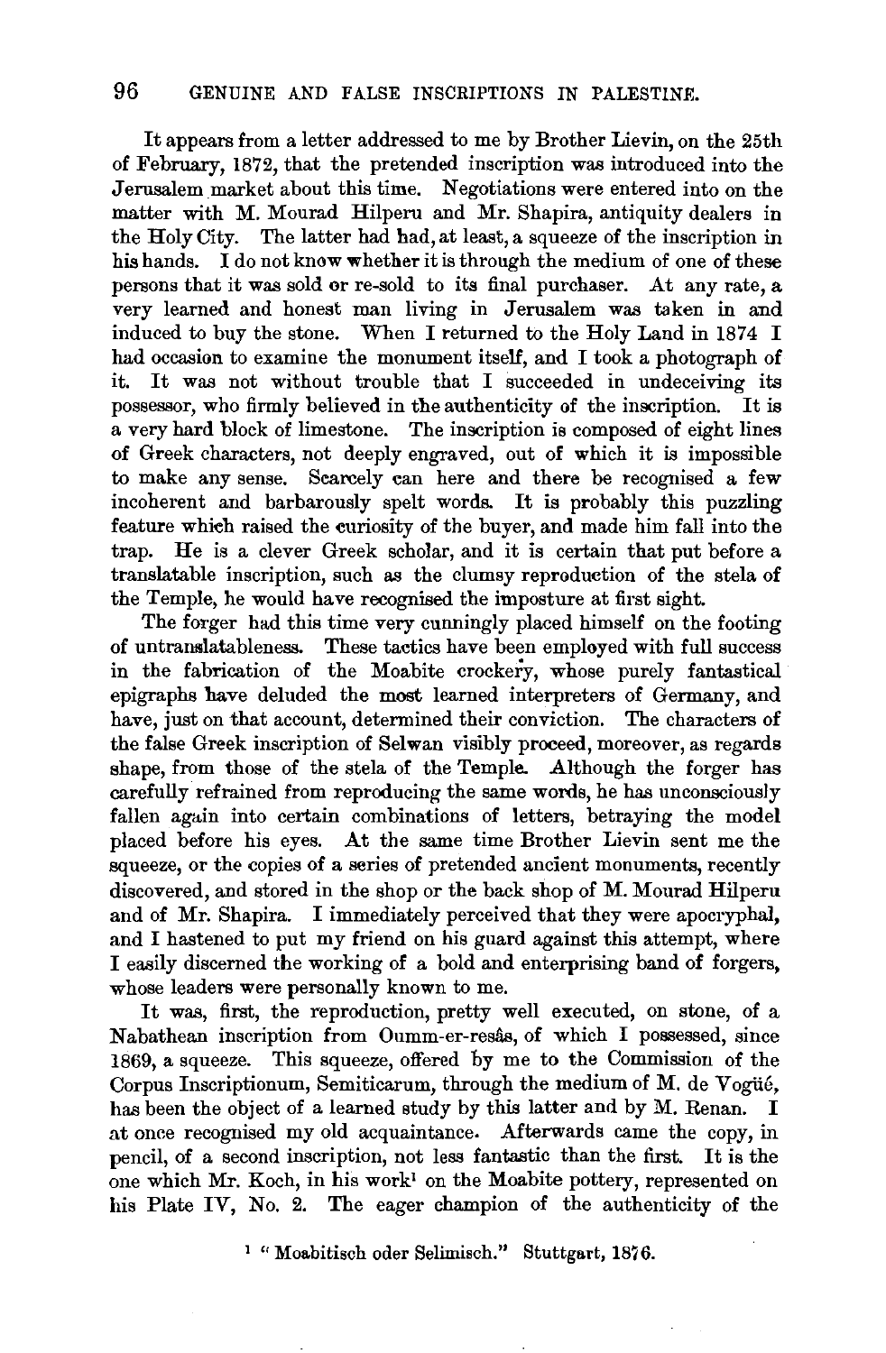It appears from a letter addressed to me by Brother Lievin, on the 25th of February, 1872, that the pretended inscription was introduced into the Jerusalem market about this time. Negotiations were entered into on the matter with M. Mourad Hilperu and Mr. Shapira, antiquity dealers in the Holy City. The latter had had, at least, a squeeze of the inscription in his hands. I do not know whether it is through the medium of one of these persons that it was sold or re-sold to its final purchaser. At any rate, a very learned and honest man living in Jerusalem was taken in and induced to buy the stone. When I returned to the Holy Land in 1874 I had occasion to examine the monument itself, and I took a photograph of it. It was not without trouble that I succeeded in undeceiving its possessor, who firmly believed in the authenticity of the inscription. It is a very hard block of limestone. The inscription is composed of eight lines of Greek characters, not deeply engraved, out of which it is impossible to make any sense. Scarcely can here and there be recognised a few incoherent and barbarously spelt words. It is probably this puzzling feature which raised the curiosity of the buyer, and made him fall into the trap. He is a clever Greek scholar, and it is certain that put before a translatable inscription, such as the clumsy reproduction of the stela of the Temple, he would have recognised the imposture at first sight.

The forger had this time very cunningly placed himself on the footing of untranslatableness. These tactics have been employed with full success in the fabrication of the Moabite crockery, whose purely fantastical epigraphs have deluded the most learned interpreters of Germany, and have, just on that account, determined their conviction. The characters of the false Greek inscription of Selwan visibly proceed, moreover, as regards shape, from those of the stela of the Temple. Although the forger has carefully refrained from reproducing the same words, he has unconsciously fallen again into certain combinations of letters, betraying the model placed before his eyes. At the same time Brother Lievin sent me the squeeze, or the copies of a series of pretended ancient monuments, recently discovered, and stored in the shop or the back shop of M. Mourad Hilperu and of Mr. Shapira. I immediately perceived that they were apocryphal, and I hastened to put my friend on his guard against this attempt, where I easily discerned the working of a bold and enterprising band of forgers, whose leaders were personally known to me.

It was, first, the reproduction, pretty well executed, on stone, of a Nabathean inscription from Oumm-er-resâs, of which I possessed, since 1869, a squeeze. This squeeze, offered by me to the Commission of the Corpus Inscriptionum, Semiticarum, through the medium of M. de Vogüé, has been the object of a learned study by this latter and by M. Renan. I at once recognised my old acquaintance. Afterwards came the copy, in pencil, of a second inscription, not less fantastic than the first. It is the one which Mr. Koch, in his work[1] on the Moabite pottery, represented on his Plate IV, No. 2. The eager champion of the authenticity of the

[1] "Moabitisch oder Selimisch." Stuttgart, 1876.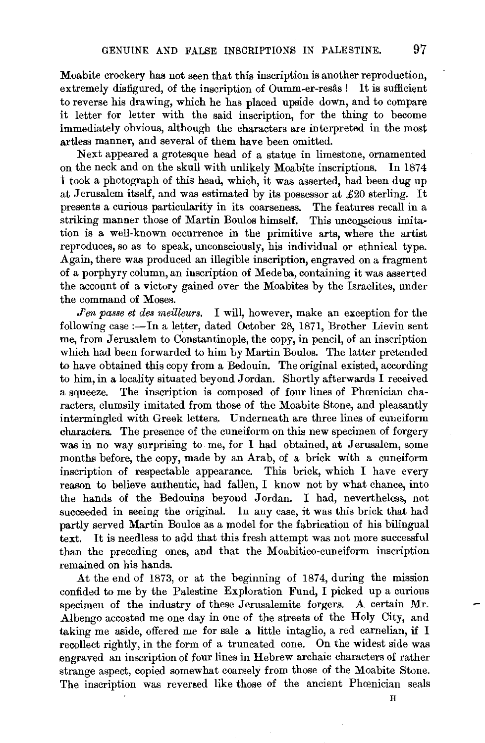Moabite crockery has not seen that this inscription is another reproduction, extremely disfigured, of the inscription of Oumm-er-resâs! It is sufficient to reverse his drawing, which he has placed upside down, and to compare it letter for letter with the said inscription, for the thing to become immediately obvious, although the characters are interpreted in the most artless manner, and several of them have been omitted.

Next appeared a grotesque head of a statue in limestone, ornamented on the neck and on the skull with unlikely Moabite inscriptions. In 1874 I took a photograph of this head, which, it was asserted, had been dug up at Jerusalem itself, and was estimated by its possessor at £20 sterling. It presents a curious particularity in its coarseness. The features recall in a striking manner those of Martin Boulos himself. This unconscious imitation is a well-known occurrence in the primitive arts, where the artist reproduces, so as to speak, unconsciously, his individual or ethnical type. Again, there was produced an illegible inscription, engraved on a fragment of a porphyry column, an inscription of Medeba, containing it was asserted the account of a victory gained over the Moabites by the Israelites, under the command of Moses.

*J'en passe et des meilleurs.* I will, however, make an exception for the following case :—In a letter, dated October 28, 1871, Brother Lievin sent me, from Jerusalem to Constantinople, the copy, in pencil, of an inscription which had been forwarded to him by Martin Boulos. The latter pretended to have obtained this copy from a Bedouin. The original existed, according to him, in a locality situated beyond Jordan. Shortly afterwards I received a squeeze. The inscription is composed of four lines of Phœnician characters, clumsily imitated from those of the Moabite Stone, and pleasantly intermingled with Greek letters. Underneath are three lines of cuneiform characters. The presence of the cuneiform on this new specimen of forgery was in no way surprising to me, for I had obtained, at Jerusalem, some months before, the copy, made by an Arab, of a brick with a cuneiform inscription of respectable appearance. This brick, which I have every reason to believe authentic, had fallen, I know not by what chance, into the hands of the Bedouins beyond Jordan. I had, nevertheless, not succeeded in seeing the original. In any case, it was this brick that had partly served Martin Boulos as a model for the fabrication of his bilingual text. It is needless to add that this fresh attempt was not more successful than the preceding ones, and that the Moabitico-cuneiform inscription remained on his hands.

At the end of 1873, or at the beginning of 1874, during the mission confided to me by the Palestine Exploration Fund, I picked up a curious specimen of the industry of these Jerusalemite forgers. A certain Mr. Albengo accosted me one day in one of the streets of the Holy City, and taking me aside, offered me for sale a little intaglio, a red carnelian, if I recollect rightly, in the form of a truncated cone. On the widest side was engraved an inscription of four lines in Hebrew archaic characters of rather strange aspect, copied somewhat coarsely from those of the Moabite Stone. The inscription was reversed like those of the ancient Phœnician seals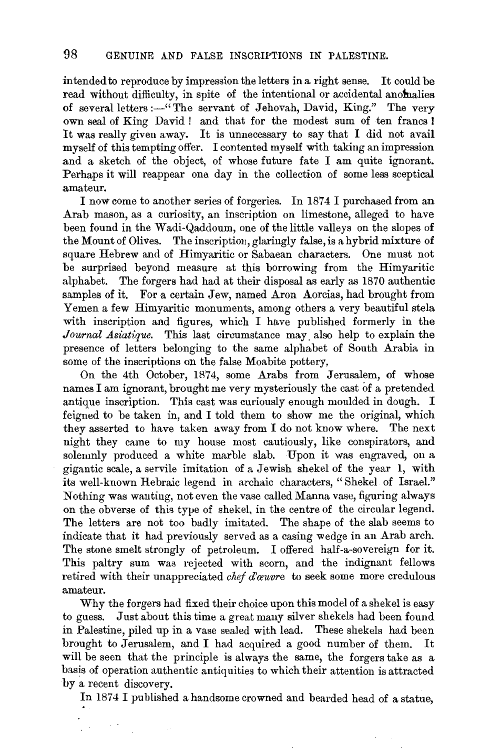intended to reproduce by impression the letters in a right sense. It could be read without difficulty, in spite of the intentional or accidental anomalies of several letters :—"The servant of Jehovah, David, King." The very own seal of King David ! and that for the modest sum of ten francs ! It was really given away. It is unnecessary to say that I did not avail myself of this tempting offer. I contented myself with taking an impression and a sketch of the object, of whose future fate I am quite ignorant. Perhaps it will reappear one day in the collection of some less sceptical amateur.

I now come to another series of forgeries. In 1874 I purchased from an Arab mason, as a curiosity, an inscription on limestone, alleged to have been found in the Wadi-Qaddoum, one of the little valleys on the slopes of the Mount of Olives. The inscription, glaringly false, is a hybrid mixture of square Hebrew and of Himyaritic or Sabaean characters. One must not be surprised beyond measure at this borrowing from the Himyaritic alphabet. The forgers had had at their disposal as early as 1870 authentic samples of it. For a certain Jew, named Aron Aorcias, had brought from Yemen a few Himyaritic monuments, among others a very beautiful stela with inscription and figures, which I have published formerly in the *Journal Asiatique.* This last circumstance may also help to explain the presence of letters belonging to the same alphabet of South Arabia in some of the inscriptions on the false Moabite pottery.

On the 4th October, 1874, some Arabs from Jerusalem, of whose names I am ignorant, brought me very mysteriously the cast of a pretended antique inscription. This cast was curiously enough moulded in dough. I feigned to be taken in, and I told them to show me the original, which they asserted to have taken away from I do not know where. The next night they came to my house most cautiously, like conspirators, and solemnly produced a white marble slab. Upon it was engraved, on a gigantic scale, a servile imitation of a Jewish shekel of the year 1, with its well-known Hebraic legend in archaic characters, "Shekel of Israel." Nothing was wanting, not even the vase called Manna vase, figuring always on the obverse of this type of shekel, in the centre of the circular legend. The letters are not too badly imitated. The shape of the slab seems to indicate that it had previously served as a casing wedge in an Arab arch. The stone smelt strongly of petroleum. I offered half-a-sovereign for it. This paltry sum was rejected with scorn, and the indignant fellows retired with their unappreciated *chef d'œuvre* to seek some more credulous amateur.

Why the forgers had fixed their choice upon this model of a shekel is easy to guess. Just about this time a great many silver shekels had been found in Palestine, piled up in a vase sealed with lead. These shekels had been brought to Jerusalem, and I had acquired a good number of them. It will be seen that the principle is always the same, the forgers take as a basis of operation authentic antiquities to which their attention is attracted by a recent discovery.

In 1874 I published a handsome crowned and bearded head of a statue,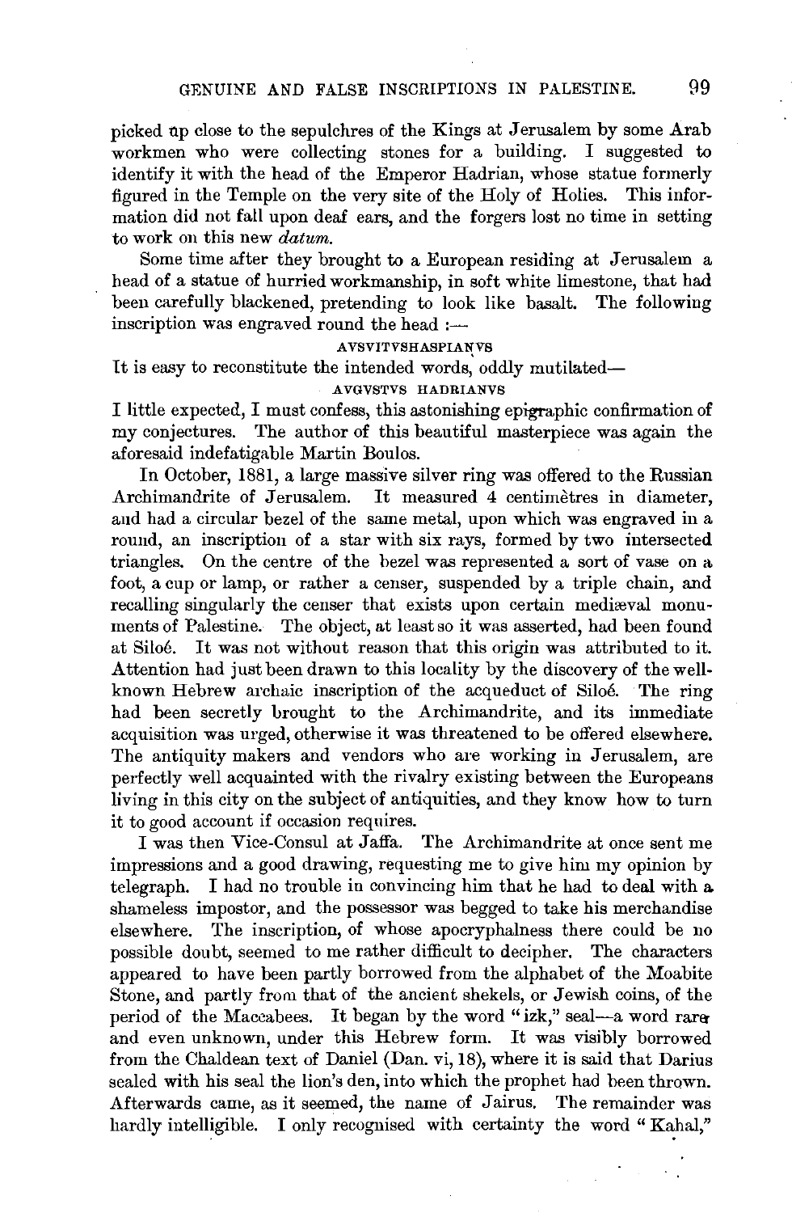picked up close to the sepulchres of the Kings at Jerusalem by some Arab workmen who were collecting stones for a building. I suggested to identify it with the head of the Emperor Hadrian, whose statue formerly figured in the Temple on the very site of the Holy of Holies. This information did not fall upon deaf ears, and the forgers lost no time in setting to work on this new *datum*.

Some time after they brought to a European residing at Jerusalem a head of a statue of hurried workmanship, in soft white limestone, that had been carefully blackened, pretending to look like basalt. The following inscription was engraved round the head :—

AVSVITVSHASPIANVS

It is easy to reconstitute the intended words, oddly mutilated—

AVGVSTVS HADRIANVS

I little expected, I must confess, this astonishing epigraphic confirmation of my conjectures. The author of this beautiful masterpiece was again the aforesaid indefatigable Martin Boulos.

In October, 1881, a large massive silver ring was offered to the Russian Archimandrite of Jerusalem. It measured 4 centimètres in diameter, and had a circular bezel of the same metal, upon which was engraved in a round, an inscription of a star with six rays, formed by two intersected triangles. On the centre of the bezel was represented a sort of vase on a foot, a cup or lamp, or rather a censer, suspended by a triple chain, and recalling singularly the censer that exists upon certain mediæval monuments of Palestine. The object, at least so it was asserted, had been found at Siloé. It was not without reason that this origin was attributed to it. Attention had just been drawn to this locality by the discovery of the well-known Hebrew archaic inscription of the acqueduct of Siloé. The ring had been secretly brought to the Archimandrite, and its immediate acquisition was urged, otherwise it was threatened to be offered elsewhere. The antiquity makers and vendors who are working in Jerusalem, are perfectly well acquainted with the rivalry existing between the Europeans living in this city on the subject of antiquities, and they know how to turn it to good account if occasion requires.

I was then Vice-Consul at Jaffa. The Archimandrite at once sent me impressions and a good drawing, requesting me to give him my opinion by telegraph. I had no trouble in convincing him that he had to deal with a shameless impostor, and the possessor was begged to take his merchandise elsewhere. The inscription, of whose apocryphalness there could be no possible doubt, seemed to me rather difficult to decipher. The characters appeared to have been partly borrowed from the alphabet of the Moabite Stone, and partly from that of the ancient shekels, or Jewish coins, of the period of the Maccabees. It began by the word "izk," seal—a word rare and even unknown, under this Hebrew form. It was visibly borrowed from the Chaldean text of Daniel (Dan. vi, 18), where it is said that Darius sealed with his seal the lion's den, into which the prophet had been thrown. Afterwards came, as it seemed, the name of Jairus. The remainder was hardly intelligible. I only recognised with certainty the word "Kahal,"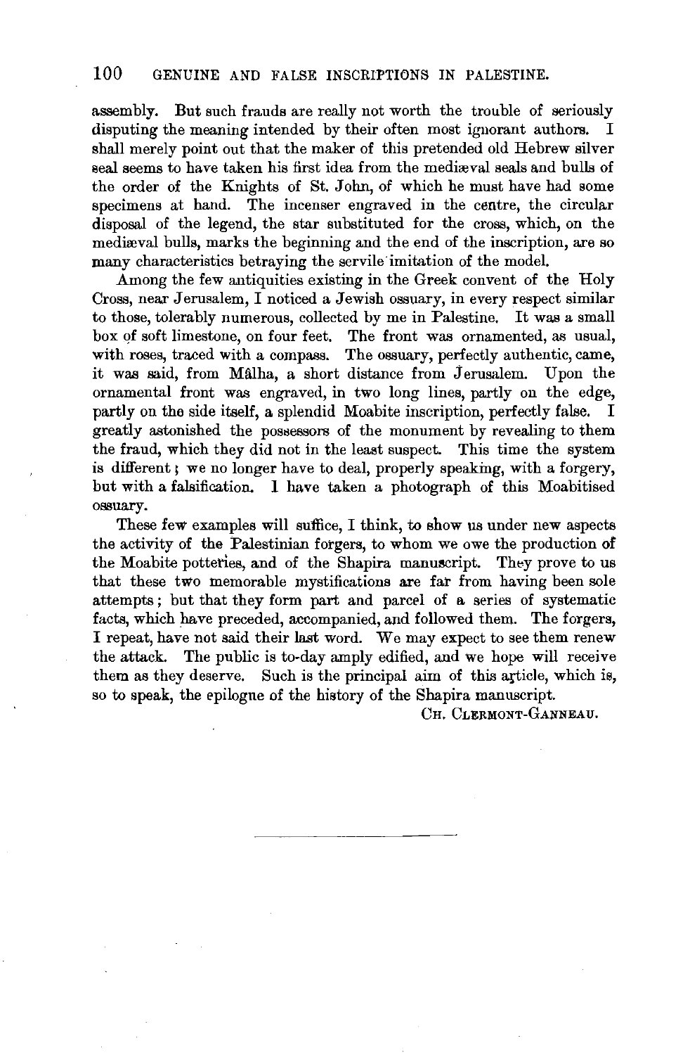assembly. But such frauds are really not worth the trouble of seriously disputing the meaning intended by their often most ignorant authors. I shall merely point out that the maker of this pretended old Hebrew silver seal seems to have taken his first idea from the mediæval seals and bulls of the order of the Knights of St. John, of which he must have had some specimens at hand. The incenser engraved in the centre, the circular disposal of the legend, the star substituted for the cross, which, on the mediæval bulls, marks the beginning and the end of the inscription, are so many characteristics betraying the servile imitation of the model.

Among the few antiquities existing in the Greek convent of the Holy Cross, near Jerusalem, I noticed a Jewish ossuary, in every respect similar to those, tolerably numerous, collected by me in Palestine. It was a small box of soft limestone, on four feet. The front was ornamented, as usual, with roses, traced with a compass. The ossuary, perfectly authentic, came, it was said, from Mâlha, a short distance from Jerusalem. Upon the ornamental front was engraved, in two long lines, partly on the edge, partly on the side itself, a splendid Moabite inscription, perfectly false. I greatly astonished the possessors of the monument by revealing to them the fraud, which they did not in the least suspect. This time the system is different; we no longer have to deal, properly speaking, with a forgery, but with a falsification. I have taken a photograph of this Moabitised ossuary.

These few examples will suffice, I think, to show us under new aspects the activity of the Palestinian forgers, to whom we owe the production of the Moabite potteries, and of the Shapira manuscript. They prove to us that these two memorable mystifications are far from having been sole attempts; but that they form part and parcel of a series of systematic facts, which have preceded, accompanied, and followed them. The forgers, I repeat, have not said their last word. We may expect to see them renew the attack. The public is to-day amply edified, and we hope will receive them as they deserve. Such is the principal aim of this article, which is, so to speak, the epilogue of the history of the Shapira manuscript.

CH. CLERMONT-GANNEAU.